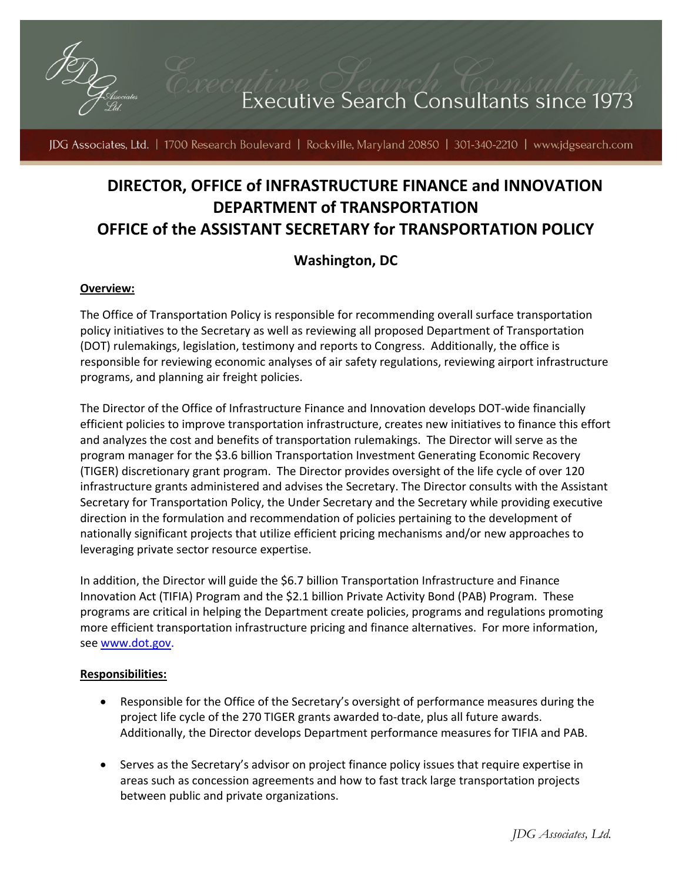# DIRECTOR, OFFICE of INFRASTRUCTURE FINANCE and INNOVATION
# DEPARTMENT of TRANSPORTATION
# OFFICE of the ASSISTANT SECRETARY for TRANSPORTATION POLICY

## Washington, DC

**Overview:**

The Office of Transportation Policy is responsible for recommending overall surface transportation policy initiatives to the Secretary as well as reviewing all proposed Department of Transportation (DOT) rulemakings, legislation, testimony and reports to Congress. Additionally, the office is responsible for reviewing economic analyses of air safety regulations, reviewing airport infrastructure programs, and planning air freight policies.

The Director of the Office of Infrastructure Finance and Innovation develops DOT-wide financially efficient policies to improve transportation infrastructure, creates new initiatives to finance this effort and analyzes the cost and benefits of transportation rulemakings. The Director will serve as the program manager for the $3.6 billion Transportation Investment Generating Economic Recovery (TIGER) discretionary grant program. The Director provides oversight of the life cycle of over 120 infrastructure grants administered and advises the Secretary. The Director consults with the Assistant Secretary for Transportation Policy, the Under Secretary and the Secretary while providing executive direction in the formulation and recommendation of policies pertaining to the development of nationally significant projects that utilize efficient pricing mechanisms and/or new approaches to leveraging private sector resource expertise.

In addition, the Director will guide the $6.7 billion Transportation Infrastructure and Finance Innovation Act (TIFIA) Program and the $2.1 billion Private Activity Bond (PAB) Program. These programs are critical in helping the Department create policies, programs and regulations promoting more efficient transportation infrastructure pricing and finance alternatives. For more information, see www.dot.gov.

**Responsibilities:**

- Responsible for the Office of the Secretary's oversight of performance measures during the project life cycle of the 270 TIGER grants awarded to-date, plus all future awards. Additionally, the Director develops Department performance measures for TIFIA and PAB.
- Serves as the Secretary's advisor on project finance policy issues that require expertise in areas such as concession agreements and how to fast track large transportation projects between public and private organizations.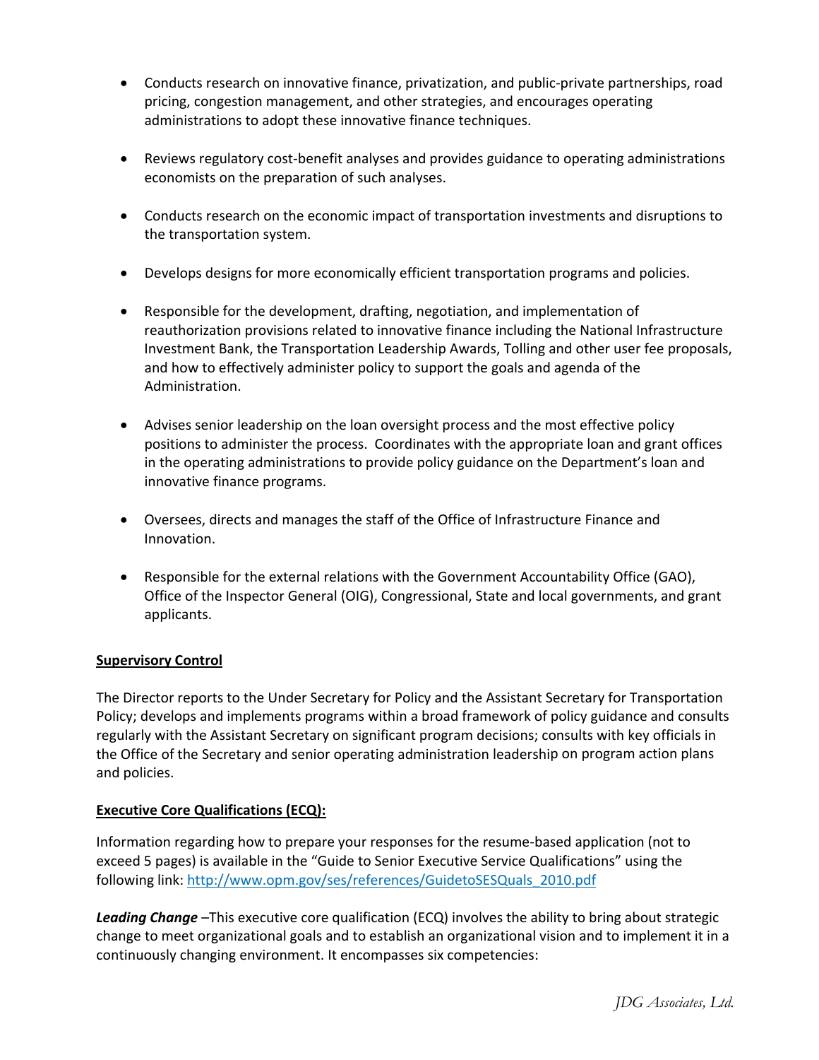- Conducts research on innovative finance, privatization, and public-private partnerships, road pricing, congestion management, and other strategies, and encourages operating administrations to adopt these innovative finance techniques.

- Reviews regulatory cost-benefit analyses and provides guidance to operating administrations economists on the preparation of such analyses.

- Conducts research on the economic impact of transportation investments and disruptions to the transportation system.

- Develops designs for more economically efficient transportation programs and policies.

- Responsible for the development, drafting, negotiation, and implementation of reauthorization provisions related to innovative finance including the National Infrastructure Investment Bank, the Transportation Leadership Awards, Tolling and other user fee proposals, and how to effectively administer policy to support the goals and agenda of the Administration.

- Advises senior leadership on the loan oversight process and the most effective policy positions to administer the process. Coordinates with the appropriate loan and grant offices in the operating administrations to provide policy guidance on the Department's loan and innovative finance programs.

- Oversees, directs and manages the staff of the Office of Infrastructure Finance and Innovation.

- Responsible for the external relations with the Government Accountability Office (GAO), Office of the Inspector General (OIG), Congressional, State and local governments, and grant applicants.

**Supervisory Control**

The Director reports to the Under Secretary for Policy and the Assistant Secretary for Transportation Policy; develops and implements programs within a broad framework of policy guidance and consults regularly with the Assistant Secretary on significant program decisions; consults with key officials in the Office of the Secretary and senior operating administration leadership on program action plans and policies.

**Executive Core Qualifications (ECQ):**

Information regarding how to prepare your responses for the resume-based application (not to exceed 5 pages) is available in the "Guide to Senior Executive Service Qualifications" using the following link: [http://www.opm.gov/ses/references/GuidetoSESQuals_2010.pdf](http://www.opm.gov/ses/references/GuidetoSESQuals_2010.pdf)

***Leading Change*** –This executive core qualification (ECQ) involves the ability to bring about strategic change to meet organizational goals and to establish an organizational vision and to implement it in a continuously changing environment. It encompasses six competencies: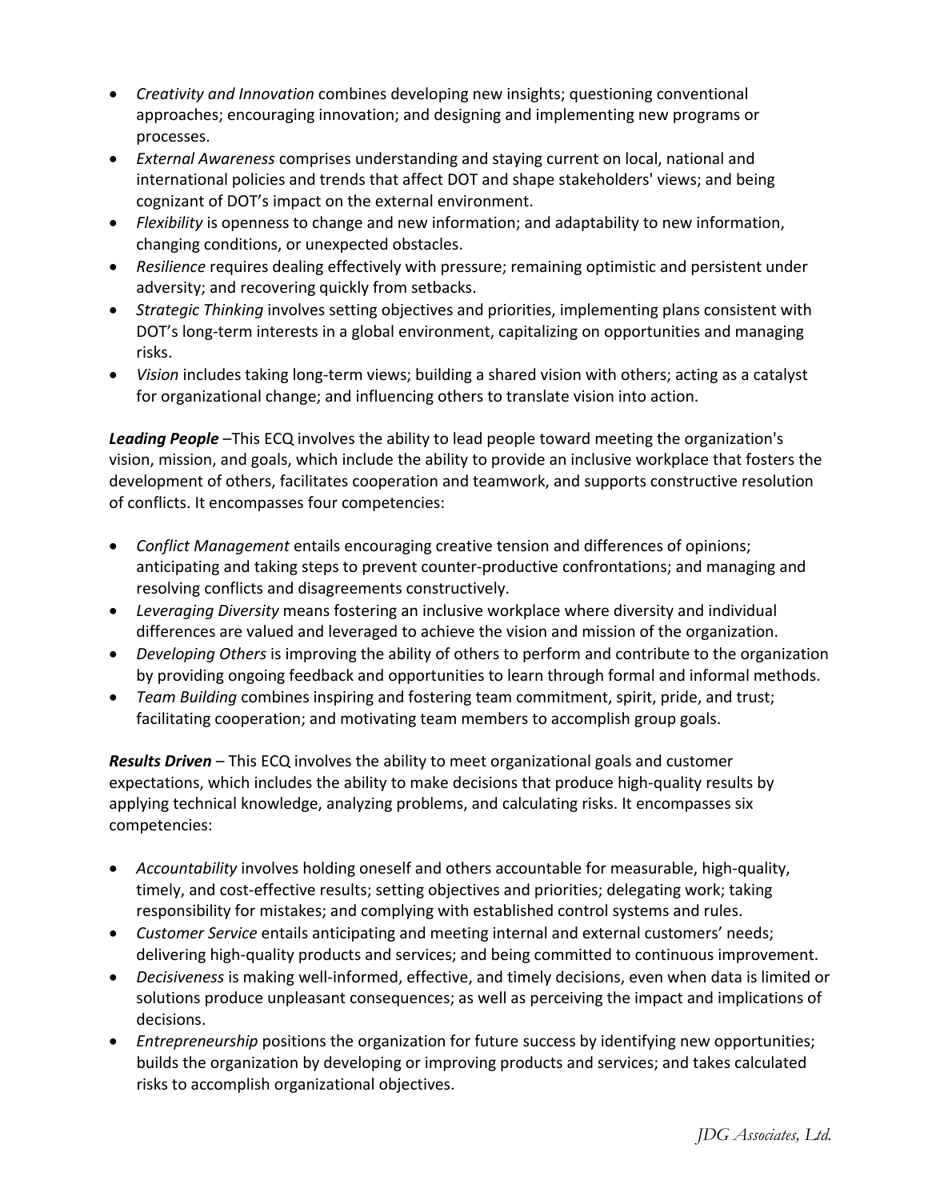- *Creativity and Innovation* combines developing new insights; questioning conventional approaches; encouraging innovation; and designing and implementing new programs or processes.
- *External Awareness* comprises understanding and staying current on local, national and international policies and trends that affect DOT and shape stakeholders' views; and being cognizant of DOT's impact on the external environment.
- *Flexibility* is openness to change and new information; and adaptability to new information, changing conditions, or unexpected obstacles.
- *Resilience* requires dealing effectively with pressure; remaining optimistic and persistent under adversity; and recovering quickly from setbacks.
- *Strategic Thinking* involves setting objectives and priorities, implementing plans consistent with DOT's long-term interests in a global environment, capitalizing on opportunities and managing risks.
- *Vision* includes taking long-term views; building a shared vision with others; acting as a catalyst for organizational change; and influencing others to translate vision into action.

***Leading People*** –This ECQ involves the ability to lead people toward meeting the organization's vision, mission, and goals, which include the ability to provide an inclusive workplace that fosters the development of others, facilitates cooperation and teamwork, and supports constructive resolution of conflicts. It encompasses four competencies:

- *Conflict Management* entails encouraging creative tension and differences of opinions; anticipating and taking steps to prevent counter-productive confrontations; and managing and resolving conflicts and disagreements constructively.
- *Leveraging Diversity* means fostering an inclusive workplace where diversity and individual differences are valued and leveraged to achieve the vision and mission of the organization.
- *Developing Others* is improving the ability of others to perform and contribute to the organization by providing ongoing feedback and opportunities to learn through formal and informal methods.
- *Team Building* combines inspiring and fostering team commitment, spirit, pride, and trust; facilitating cooperation; and motivating team members to accomplish group goals.

***Results Driven*** – This ECQ involves the ability to meet organizational goals and customer expectations, which includes the ability to make decisions that produce high-quality results by applying technical knowledge, analyzing problems, and calculating risks. It encompasses six competencies:

- *Accountability* involves holding oneself and others accountable for measurable, high-quality, timely, and cost-effective results; setting objectives and priorities; delegating work; taking responsibility for mistakes; and complying with established control systems and rules.
- *Customer Service* entails anticipating and meeting internal and external customers' needs; delivering high-quality products and services; and being committed to continuous improvement.
- *Decisiveness* is making well-informed, effective, and timely decisions, even when data is limited or solutions produce unpleasant consequences; as well as perceiving the impact and implications of decisions.
- *Entrepreneurship* positions the organization for future success by identifying new opportunities; builds the organization by developing or improving products and services; and takes calculated risks to accomplish organizational objectives.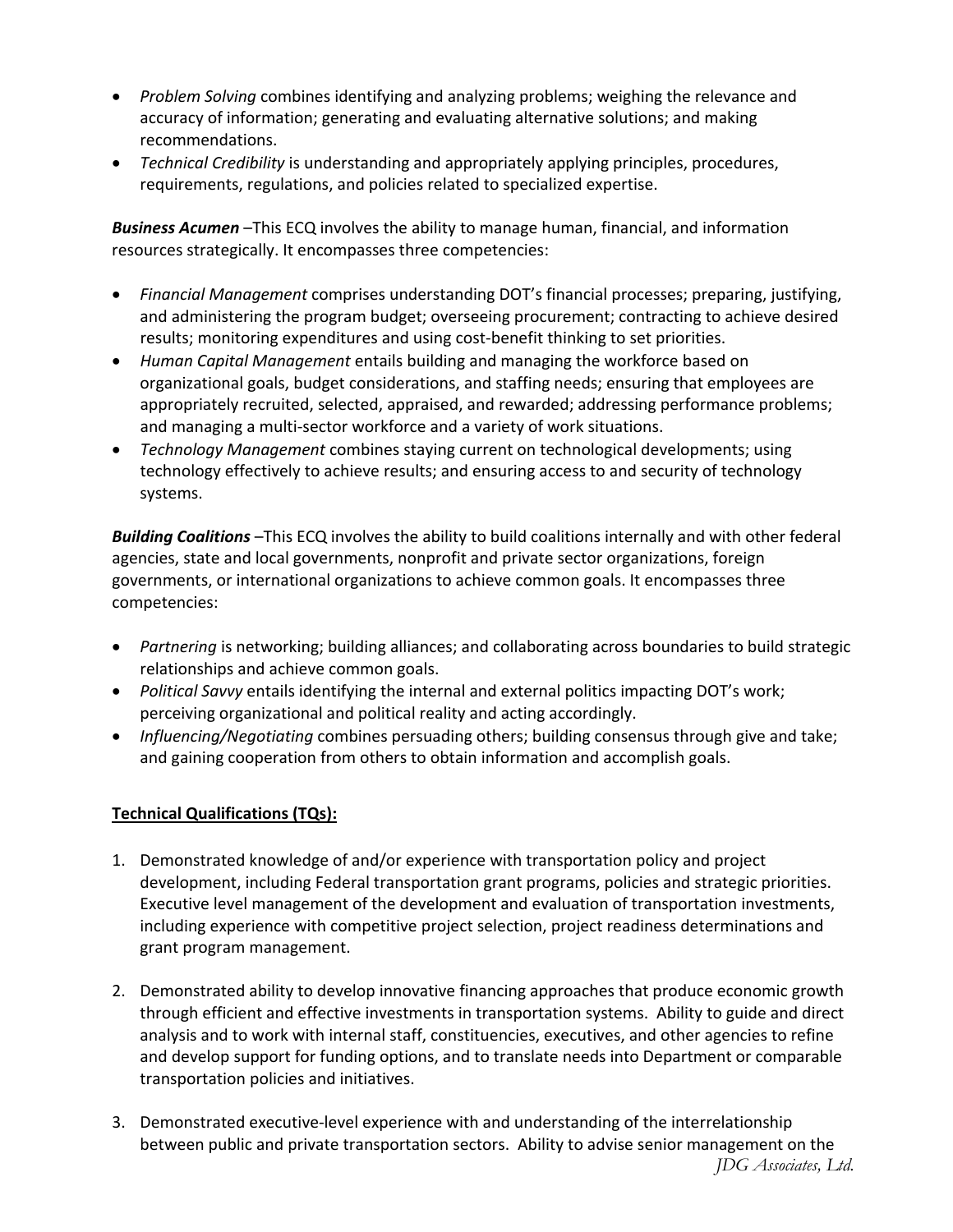- *Problem Solving* combines identifying and analyzing problems; weighing the relevance and accuracy of information; generating and evaluating alternative solutions; and making recommendations.
- *Technical Credibility* is understanding and appropriately applying principles, procedures, requirements, regulations, and policies related to specialized expertise.

***Business Acumen*** –This ECQ involves the ability to manage human, financial, and information resources strategically. It encompasses three competencies:

- *Financial Management* comprises understanding DOT's financial processes; preparing, justifying, and administering the program budget; overseeing procurement; contracting to achieve desired results; monitoring expenditures and using cost-benefit thinking to set priorities.
- *Human Capital Management* entails building and managing the workforce based on organizational goals, budget considerations, and staffing needs; ensuring that employees are appropriately recruited, selected, appraised, and rewarded; addressing performance problems; and managing a multi-sector workforce and a variety of work situations.
- *Technology Management* combines staying current on technological developments; using technology effectively to achieve results; and ensuring access to and security of technology systems.

***Building Coalitions*** –This ECQ involves the ability to build coalitions internally and with other federal agencies, state and local governments, nonprofit and private sector organizations, foreign governments, or international organizations to achieve common goals. It encompasses three competencies:

- *Partnering* is networking; building alliances; and collaborating across boundaries to build strategic relationships and achieve common goals.
- *Political Savvy* entails identifying the internal and external politics impacting DOT's work; perceiving organizational and political reality and acting accordingly.
- *Influencing/Negotiating* combines persuading others; building consensus through give and take; and gaining cooperation from others to obtain information and accomplish goals.

**Technical Qualifications (TQs):**

1. Demonstrated knowledge of and/or experience with transportation policy and project development, including Federal transportation grant programs, policies and strategic priorities. Executive level management of the development and evaluation of transportation investments, including experience with competitive project selection, project readiness determinations and grant program management.

2. Demonstrated ability to develop innovative financing approaches that produce economic growth through efficient and effective investments in transportation systems. Ability to guide and direct analysis and to work with internal staff, constituencies, executives, and other agencies to refine and develop support for funding options, and to translate needs into Department or comparable transportation policies and initiatives.

3. Demonstrated executive-level experience with and understanding of the interrelationship between public and private transportation sectors. Ability to advise senior management on the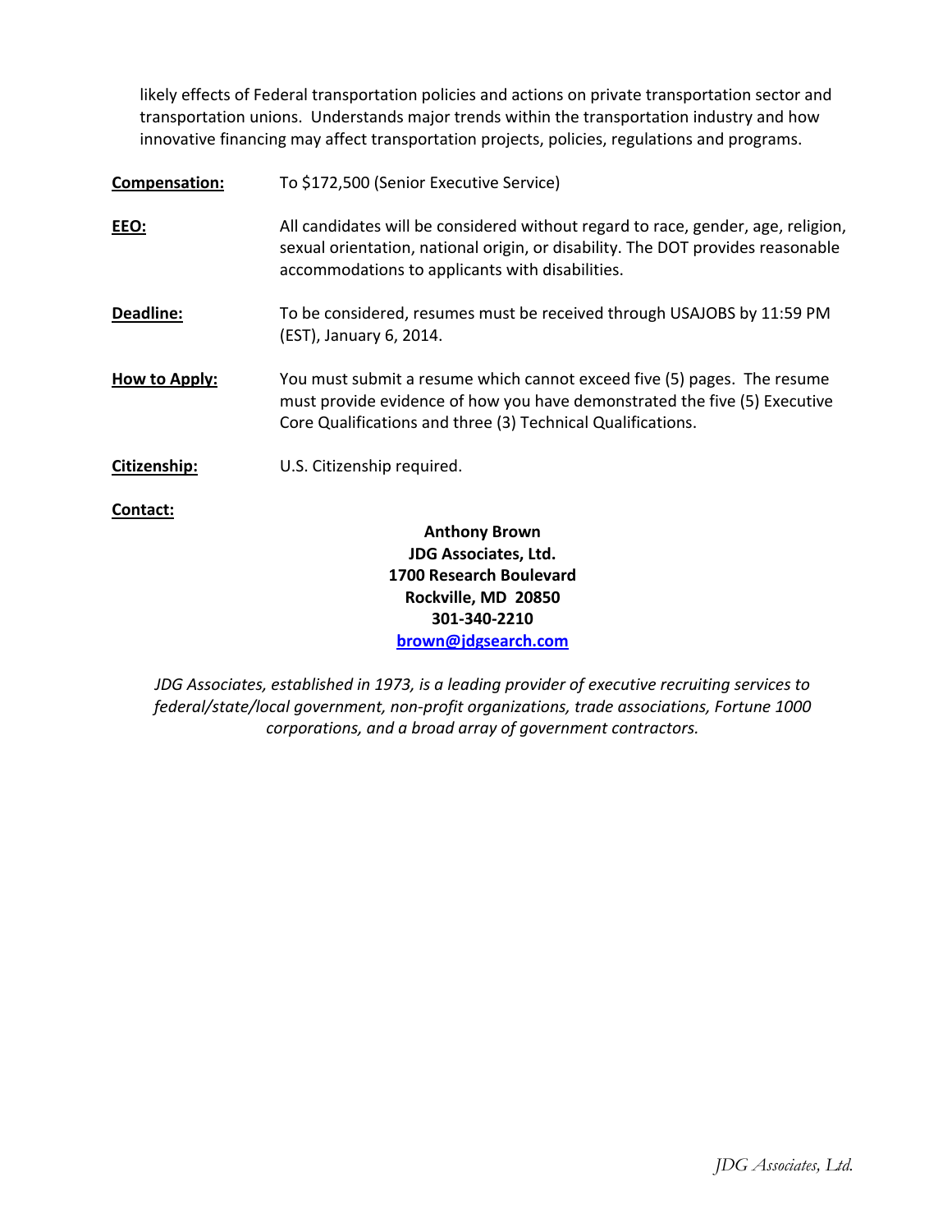likely effects of Federal transportation policies and actions on private transportation sector and transportation unions. Understands major trends within the transportation industry and how innovative financing may affect transportation projects, policies, regulations and programs.

**Compensation:** To $172,500 (Senior Executive Service)

**EEO:** All candidates will be considered without regard to race, gender, age, religion, sexual orientation, national origin, or disability. The DOT provides reasonable accommodations to applicants with disabilities.

**Deadline:** To be considered, resumes must be received through USAJOBS by 11:59 PM (EST), January 6, 2014.

**How to Apply:** You must submit a resume which cannot exceed five (5) pages. The resume must provide evidence of how you have demonstrated the five (5) Executive Core Qualifications and three (3) Technical Qualifications.

**Citizenship:** U.S. Citizenship required.

**Contact:**

**Anthony Brown**
**JDG Associates, Ltd.**
**1700 Research Boulevard**
**Rockville, MD 20850**
**301-340-2210**
**brown@jdgsearch.com**

*JDG Associates, established in 1973, is a leading provider of executive recruiting services to federal/state/local government, non-profit organizations, trade associations, Fortune 1000 corporations, and a broad array of government contractors.*